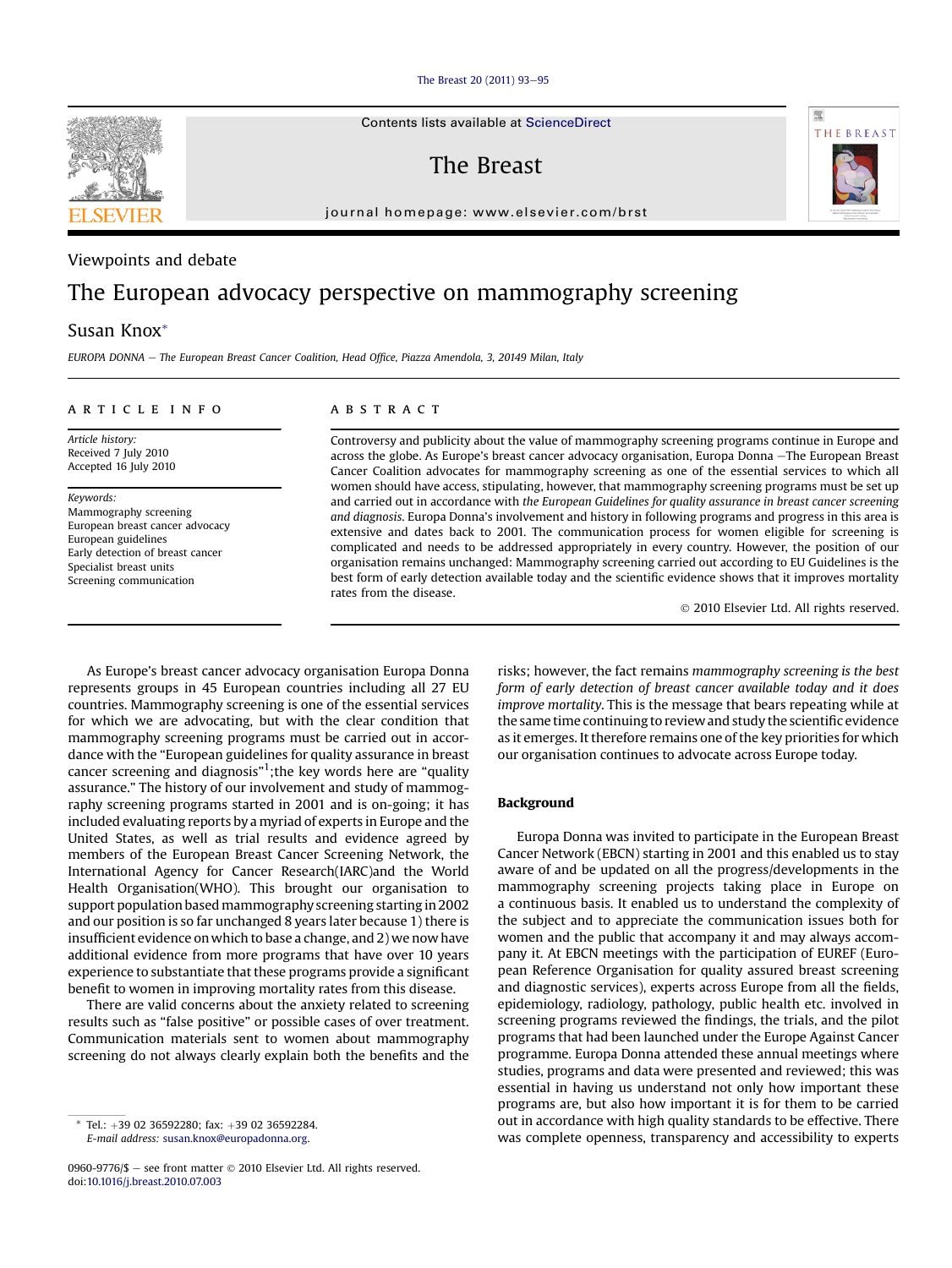Viewpoints and debate

# The European advocacy perspective on mammography screening

Susan Knox*

*EUROPA DONNA — The European Breast Cancer Coalition, Head Office, Piazza Amendola, 3, 20149 Milan, Italy*

## ARTICLE INFO

*Article history:*
Received 7 July 2010
Accepted 16 July 2010

*Keywords:*
Mammography screening
European breast cancer advocacy
European guidelines
Early detection of breast cancer
Specialist breast units
Screening communication

## ABSTRACT

Controversy and publicity about the value of mammography screening programs continue in Europe and across the globe. As Europe's breast cancer advocacy organisation, Europa Donna —The European Breast Cancer Coalition advocates for mammography screening as one of the essential services to which all women should have access, stipulating, however, that mammography screening programs must be set up and carried out in accordance with *the European Guidelines for quality assurance in breast cancer screening and diagnosis*. Europa Donna's involvement and history in following programs and progress in this area is extensive and dates back to 2001. The communication process for women eligible for screening is complicated and needs to be addressed appropriately in every country. However, the position of our organisation remains unchanged: Mammography screening carried out according to EU Guidelines is the best form of early detection available today and the scientific evidence shows that it improves mortality rates from the disease.

© 2010 Elsevier Ltd. All rights reserved.

As Europe's breast cancer advocacy organisation Europa Donna represents groups in 45 European countries including all 27 EU countries. Mammography screening is one of the essential services for which we are advocating, but with the clear condition that mammography screening programs must be carried out in accordance with the "European guidelines for quality assurance in breast cancer screening and diagnosis"[1];the key words here are "quality assurance." The history of our involvement and study of mammography screening programs started in 2001 and is on-going; it has included evaluating reports by a myriad of experts in Europe and the United States, as well as trial results and evidence agreed by members of the European Breast Cancer Screening Network, the International Agency for Cancer Research(IARC)and the World Health Organisation(WHO). This brought our organisation to support population based mammography screening starting in 2002 and our position is so far unchanged 8 years later because 1) there is insufficient evidence on which to base a change, and 2) we now have additional evidence from more programs that have over 10 years experience to substantiate that these programs provide a significant benefit to women in improving mortality rates from this disease.

There are valid concerns about the anxiety related to screening results such as "false positive" or possible cases of over treatment. Communication materials sent to women about mammography screening do not always clearly explain both the benefits and the risks; however, the fact remains *mammography screening is the best form of early detection of breast cancer available today and it does improve mortality*. This is the message that bears repeating while at the same time continuing to review and study the scientific evidence as it emerges. It therefore remains one of the key priorities for which our organisation continues to advocate across Europe today.

## Background

Europa Donna was invited to participate in the European Breast Cancer Network (EBCN) starting in 2001 and this enabled us to stay aware of and be updated on all the progress/developments in the mammography screening projects taking place in Europe on a continuous basis. It enabled us to understand the complexity of the subject and to appreciate the communication issues both for women and the public that accompany it and may always accompany it. At EBCN meetings with the participation of EUREF (European Reference Organisation for quality assured breast screening and diagnostic services), experts across Europe from all the fields, epidemiology, radiology, pathology, public health etc. involved in screening programs reviewed the findings, the trials, and the pilot programs that had been launched under the Europe Against Cancer programme. Europa Donna attended these annual meetings where studies, programs and data were presented and reviewed; this was essential in having us understand not only how important these programs are, but also how important it is for them to be carried out in accordance with high quality standards to be effective. There was complete openness, transparency and accessibility to experts

* Tel.: +39 02 36592280; fax: +39 02 36592284.
*E-mail address:* susan.knox@europadonna.org.

0960-9776/$ — see front matter © 2010 Elsevier Ltd. All rights reserved.
doi:10.1016/j.breast.2010.07.003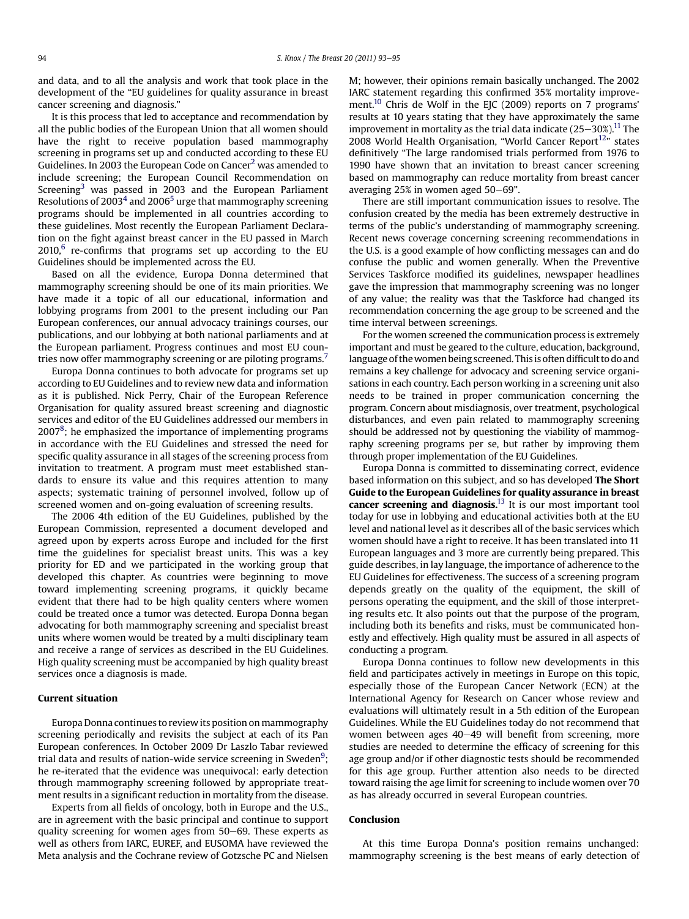and data, and to all the analysis and work that took place in the development of the "EU guidelines for quality assurance in breast cancer screening and diagnosis."

It is this process that led to acceptance and recommendation by all the public bodies of the European Union that all women should have the right to receive population based mammography screening in programs set up and conducted according to these EU Guidelines. In 2003 the European Code on Cancer[2] was amended to include screening; the European Council Recommendation on Screening[3] was passed in 2003 and the European Parliament Resolutions of 2003[4] and 2006[5] urge that mammography screening programs should be implemented in all countries according to these guidelines. Most recently the European Parliament Declaration on the fight against breast cancer in the EU passed in March 2010,[6] re-confirms that programs set up according to the EU Guidelines should be implemented across the EU.

Based on all the evidence, Europa Donna determined that mammography screening should be one of its main priorities. We have made it a topic of all our educational, information and lobbying programs from 2001 to the present including our Pan European conferences, our annual advocacy trainings courses, our publications, and our lobbying at both national parliaments and at the European parliament. Progress continues and most EU countries now offer mammography screening or are piloting programs.[7]

Europa Donna continues to both advocate for programs set up according to EU Guidelines and to review new data and information as it is published. Nick Perry, Chair of the European Reference Organisation for quality assured breast screening and diagnostic services and editor of the EU Guidelines addressed our members in 2007[8]; he emphasized the importance of implementing programs in accordance with the EU Guidelines and stressed the need for specific quality assurance in all stages of the screening process from invitation to treatment. A program must meet established standards to ensure its value and this requires attention to many aspects; systematic training of personnel involved, follow up of screened women and on-going evaluation of screening results.

The 2006 4th edition of the EU Guidelines, published by the European Commission, represented a document developed and agreed upon by experts across Europe and included for the first time the guidelines for specialist breast units. This was a key priority for ED and we participated in the working group that developed this chapter. As countries were beginning to move toward implementing screening programs, it quickly became evident that there had to be high quality centers where women could be treated once a tumor was detected. Europa Donna began advocating for both mammography screening and specialist breast units where women would be treated by a multi disciplinary team and receive a range of services as described in the EU Guidelines. High quality screening must be accompanied by high quality breast services once a diagnosis is made.

## Current situation

Europa Donna continues to review its position on mammography screening periodically and revisits the subject at each of its Pan European conferences. In October 2009 Dr Laszlo Tabar reviewed trial data and results of nation-wide service screening in Sweden[9]; he re-iterated that the evidence was unequivocal: early detection through mammography screening followed by appropriate treatment results in a significant reduction in mortality from the disease.

Experts from all fields of oncology, both in Europe and the U.S., are in agreement with the basic principal and continue to support quality screening for women ages from 50–69. These experts as well as others from IARC, EUREF, and EUSOMA have reviewed the Meta analysis and the Cochrane review of Gotzsche PC and Nielsen M; however, their opinions remain basically unchanged. The 2002 IARC statement regarding this confirmed 35% mortality improvement.[10] Chris de Wolf in the EJC (2009) reports on 7 programs' results at 10 years stating that they have approximately the same improvement in mortality as the trial data indicate (25–30%).[11] The 2008 World Health Organisation, "World Cancer Report[12]" states definitively "The large randomised trials performed from 1976 to 1990 have shown that an invitation to breast cancer screening based on mammography can reduce mortality from breast cancer averaging 25% in women aged 50–69".

There are still important communication issues to resolve. The confusion created by the media has been extremely destructive in terms of the public's understanding of mammography screening. Recent news coverage concerning screening recommendations in the U.S. is a good example of how conflicting messages can and do confuse the public and women generally. When the Preventive Services Taskforce modified its guidelines, newspaper headlines gave the impression that mammography screening was no longer of any value; the reality was that the Taskforce had changed its recommendation concerning the age group to be screened and the time interval between screenings.

For the women screened the communication process is extremely important and must be geared to the culture, education, background, language of the women being screened. This is often difficult to do and remains a key challenge for advocacy and screening service organisations in each country. Each person working in a screening unit also needs to be trained in proper communication concerning the program. Concern about misdiagnosis, over treatment, psychological disturbances, and even pain related to mammography screening should be addressed not by questioning the viability of mammography screening programs per se, but rather by improving them through proper implementation of the EU Guidelines.

Europa Donna is committed to disseminating correct, evidence based information on this subject, and so has developed **The Short Guide to the European Guidelines for quality assurance in breast cancer screening and diagnosis.**[13] It is our most important tool today for use in lobbying and educational activities both at the EU level and national level as it describes all of the basic services which women should have a right to receive. It has been translated into 11 European languages and 3 more are currently being prepared. This guide describes, in lay language, the importance of adherence to the EU Guidelines for effectiveness. The success of a screening program depends greatly on the quality of the equipment, the skill of persons operating the equipment, and the skill of those interpreting results etc. It also points out that the purpose of the program, including both its benefits and risks, must be communicated honestly and effectively. High quality must be assured in all aspects of conducting a program.

Europa Donna continues to follow new developments in this field and participates actively in meetings in Europe on this topic, especially those of the European Cancer Network (ECN) at the International Agency for Research on Cancer whose review and evaluations will ultimately result in a 5th edition of the European Guidelines. While the EU Guidelines today do not recommend that women between ages 40–49 will benefit from screening, more studies are needed to determine the efficacy of screening for this age group and/or if other diagnostic tests should be recommended for this age group. Further attention also needs to be directed toward raising the age limit for screening to include women over 70 as has already occurred in several European countries.

## Conclusion

At this time Europa Donna's position remains unchanged: mammography screening is the best means of early detection of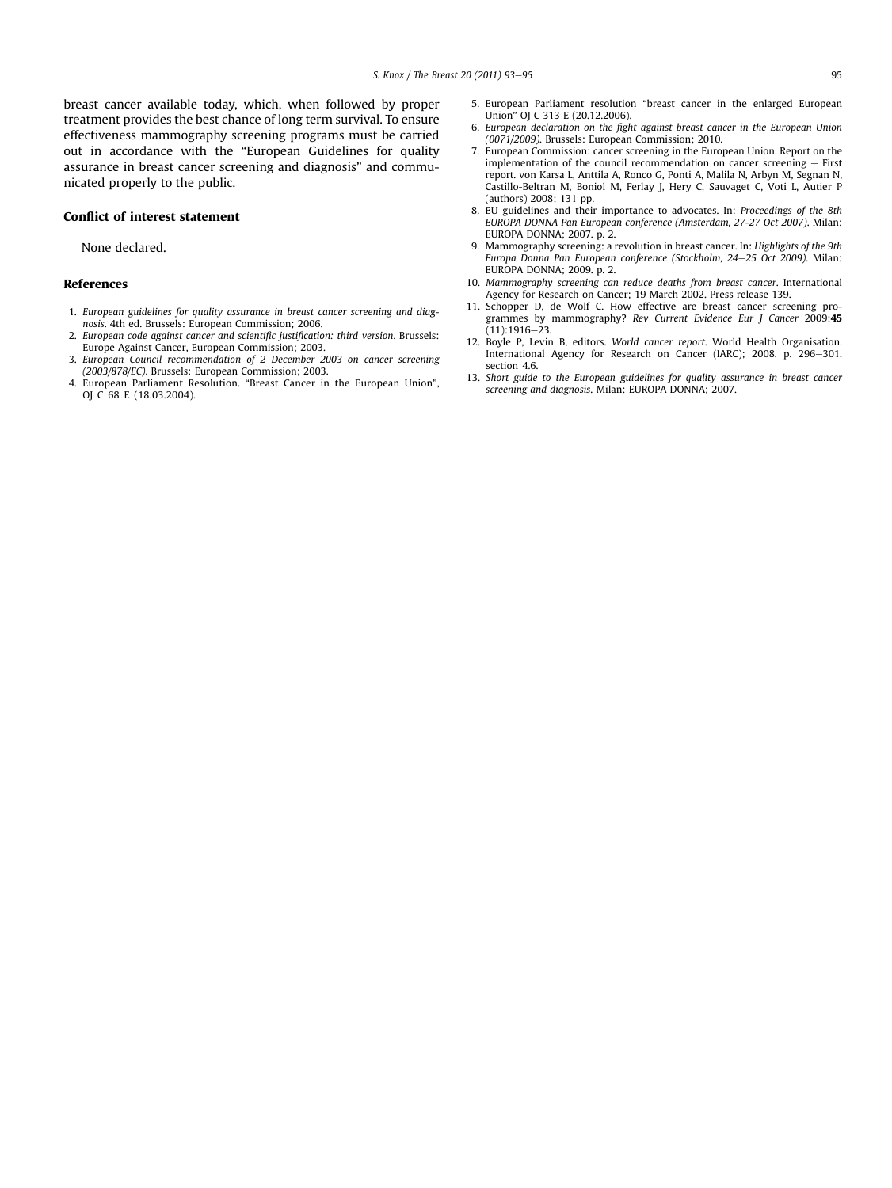breast cancer available today, which, when followed by proper treatment provides the best chance of long term survival. To ensure effectiveness mammography screening programs must be carried out in accordance with the "European Guidelines for quality assurance in breast cancer screening and diagnosis" and communicated properly to the public.

## Conflict of interest statement

None declared.

## References

1. *European guidelines for quality assurance in breast cancer screening and diagnosis*. 4th ed. Brussels: European Commission; 2006.
2. *European code against cancer and scientific justification: third version*. Brussels: Europe Against Cancer, European Commission; 2003.
3. *European Council recommendation of 2 December 2003 on cancer screening (2003/878/EC)*. Brussels: European Commission; 2003.
4. European Parliament Resolution. "Breast Cancer in the European Union", OJ C 68 E (18.03.2004).
5. European Parliament resolution "breast cancer in the enlarged European Union" OJ C 313 E (20.12.2006).
6. *European declaration on the fight against breast cancer in the European Union (0071/2009)*. Brussels: European Commission; 2010.
7. European Commission: cancer screening in the European Union. Report on the implementation of the council recommendation on cancer screening – First report. von Karsa L, Anttila A, Ronco G, Ponti A, Malila N, Arbyn M, Segnan N, Castillo-Beltran M, Boniol M, Ferlay J, Hery C, Sauvaget C, Voti L, Autier P (authors) 2008; 131 pp.
8. EU guidelines and their importance to advocates. In: *Proceedings of the 8th EUROPA DONNA Pan European conference (Amsterdam, 27-27 Oct 2007)*. Milan: EUROPA DONNA; 2007. p. 2.
9. Mammography screening: a revolution in breast cancer. In: *Highlights of the 9th Europa Donna Pan European conference (Stockholm, 24–25 Oct 2009)*. Milan: EUROPA DONNA; 2009. p. 2.
10. *Mammography screening can reduce deaths from breast cancer*. International Agency for Research on Cancer; 19 March 2002. Press release 139.
11. Schopper D, de Wolf C. How effective are breast cancer screening programmes by mammography? *Rev Current Evidence Eur J Cancer* 2009;**45** (11):1916–23.
12. Boyle P, Levin B, editors. *World cancer report*. World Health Organisation. International Agency for Research on Cancer (IARC); 2008. p. 296–301. section 4.6.
13. *Short guide to the European guidelines for quality assurance in breast cancer screening and diagnosis*. Milan: EUROPA DONNA; 2007.